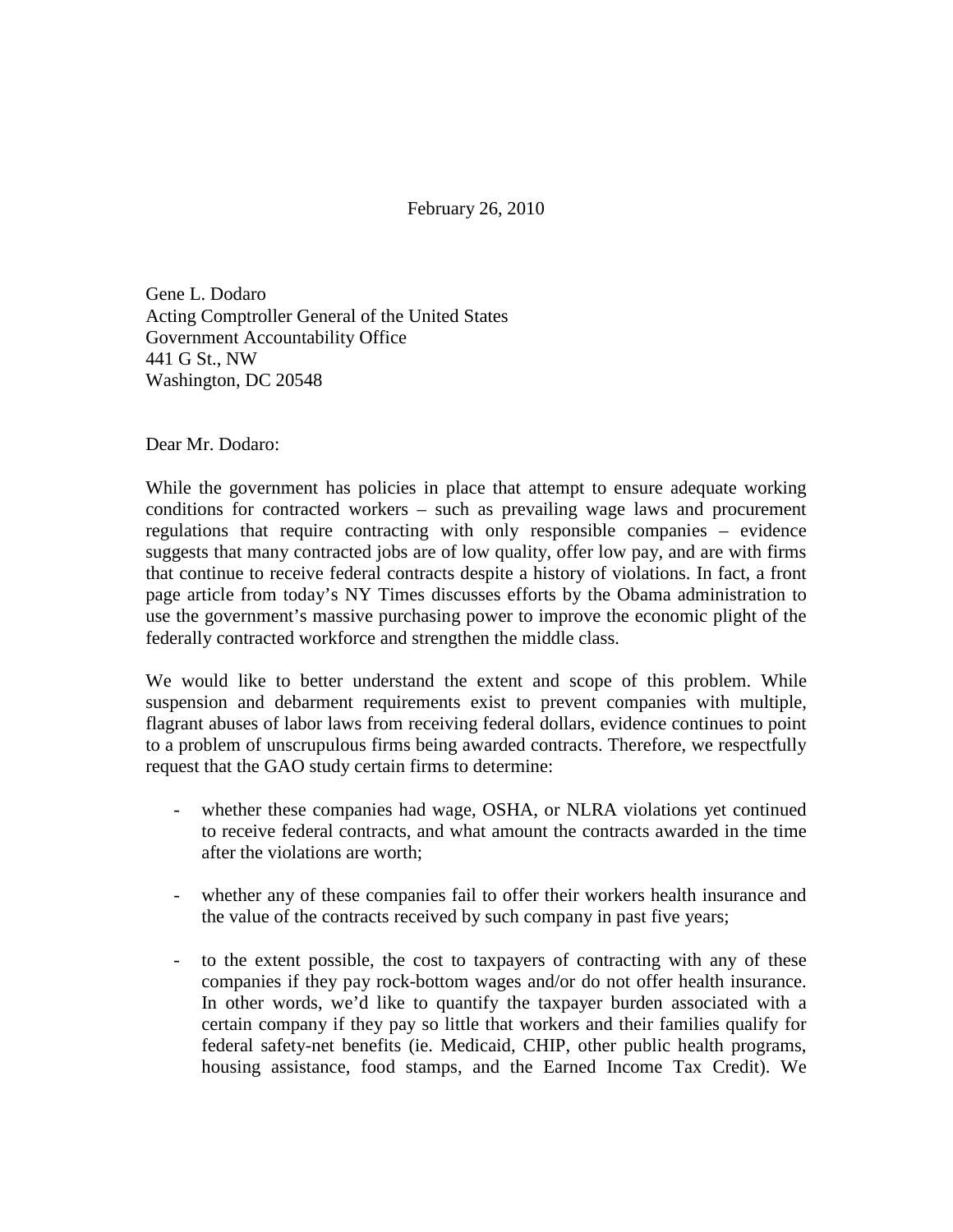February 26, 2010

Gene L. Dodaro
Acting Comptroller General of the United States
Government Accountability Office
441 G St., NW
Washington, DC 20548

Dear Mr. Dodaro:

While the government has policies in place that attempt to ensure adequate working conditions for contracted workers – such as prevailing wage laws and procurement regulations that require contracting with only responsible companies – evidence suggests that many contracted jobs are of low quality, offer low pay, and are with firms that continue to receive federal contracts despite a history of violations. In fact, a front page article from today's NY Times discusses efforts by the Obama administration to use the government's massive purchasing power to improve the economic plight of the federally contracted workforce and strengthen the middle class.

We would like to better understand the extent and scope of this problem. While suspension and debarment requirements exist to prevent companies with multiple, flagrant abuses of labor laws from receiving federal dollars, evidence continues to point to a problem of unscrupulous firms being awarded contracts. Therefore, we respectfully request that the GAO study certain firms to determine:

- whether these companies had wage, OSHA, or NLRA violations yet continued to receive federal contracts, and what amount the contracts awarded in the time after the violations are worth;

- whether any of these companies fail to offer their workers health insurance and the value of the contracts received by such company in past five years;

- to the extent possible, the cost to taxpayers of contracting with any of these companies if they pay rock-bottom wages and/or do not offer health insurance. In other words, we'd like to quantify the taxpayer burden associated with a certain company if they pay so little that workers and their families qualify for federal safety-net benefits (ie. Medicaid, CHIP, other public health programs, housing assistance, food stamps, and the Earned Income Tax Credit). We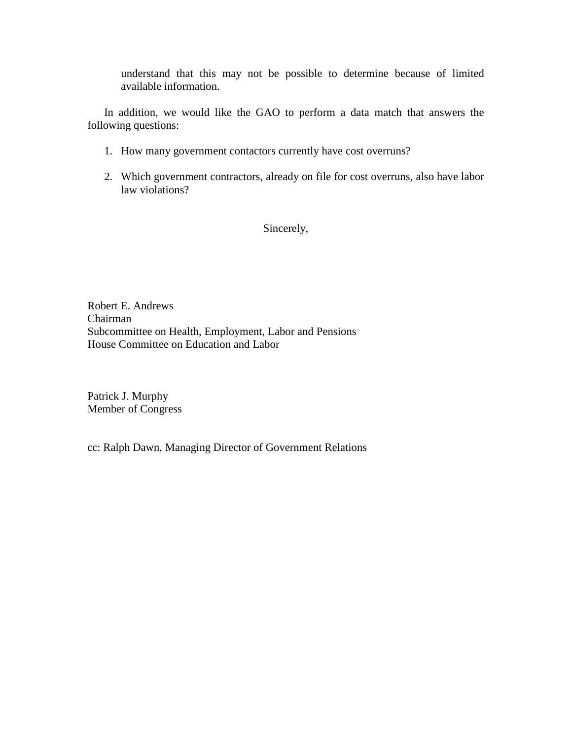understand that this may not be possible to determine because of limited available information.

In addition, we would like the GAO to perform a data match that answers the following questions:

1. How many government contactors currently have cost overruns?

2. Which government contractors, already on file for cost overruns, also have labor law violations?

Sincerely,

Robert E. Andrews
Chairman
Subcommittee on Health, Employment, Labor and Pensions
House Committee on Education and Labor

Patrick J. Murphy
Member of Congress

cc: Ralph Dawn, Managing Director of Government Relations